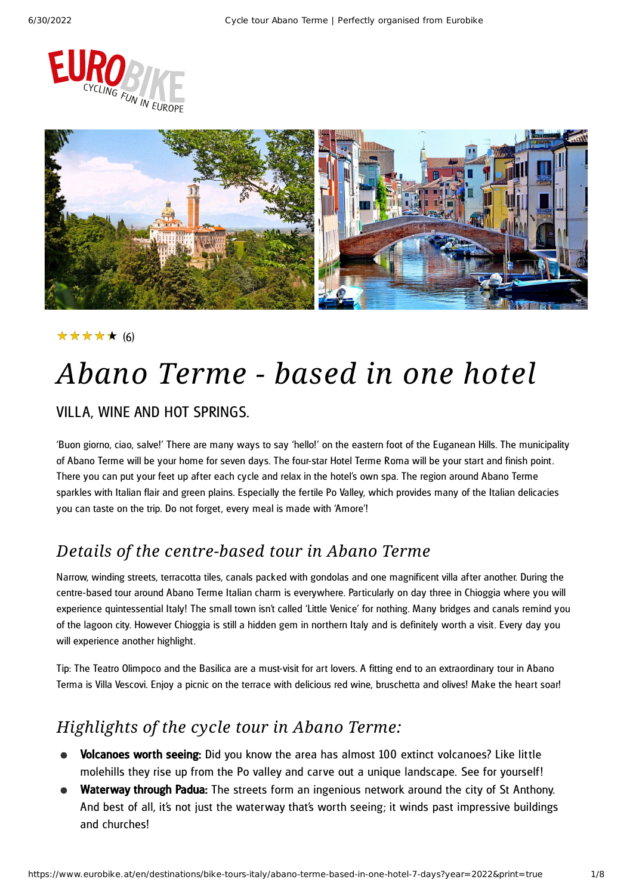EUROBIKE CYCLING FUN IN EUROPE

★★★★★ (6)

# Abano Terme - based in one hotel

## VILLA, WINE AND HOT SPRINGS.

'Buon giorno, ciao, salve!' There are many ways to say 'hello!' on the eastern foot of the Euganean Hills. The municipality of Abano Terme will be your home for seven days. The four-star Hotel Terme Roma will be your start and finish point. There you can put your feet up after each cycle and relax in the hotel's own spa. The region around Abano Terme sparkles with Italian flair and green plains. Especially the fertile Po Valley, which provides many of the Italian delicacies you can taste on the trip. Do not forget, every meal is made with 'Amore'!

## *Details of the centre-based tour in Abano Terme*

Narrow, winding streets, terracotta tiles, canals packed with gondolas and one magnificent villa after another. During the centre-based tour around Abano Terme Italian charm is everywhere. Particularly on day three in Chioggia where you will experience quintessential Italy! The small town isn't called 'Little Venice' for nothing. Many bridges and canals remind you of the lagoon city. However Chioggia is still a hidden gem in northern Italy and is definitely worth a visit. Every day you will experience another highlight.

Tip: The Teatro Olimpoco and the Basilica are a must-visit for art lovers. A fitting end to an extraordinary tour in Abano Terma is Villa Vescovi. Enjoy a picnic on the terrace with delicious red wine, bruschetta and olives! Make the heart soar!

## *Highlights of the cycle tour in Abano Terme:*

- **Volcanoes worth seeing:** Did you know the area has almost 100 extinct volcanoes? Like little molehills they rise up from the Po valley and carve out a unique landscape. See for yourself!
- **Waterway through Padua:** The streets form an ingenious network around the city of St Anthony. And best of all, it's not just the waterway that's worth seeing; it winds past impressive buildings and churches!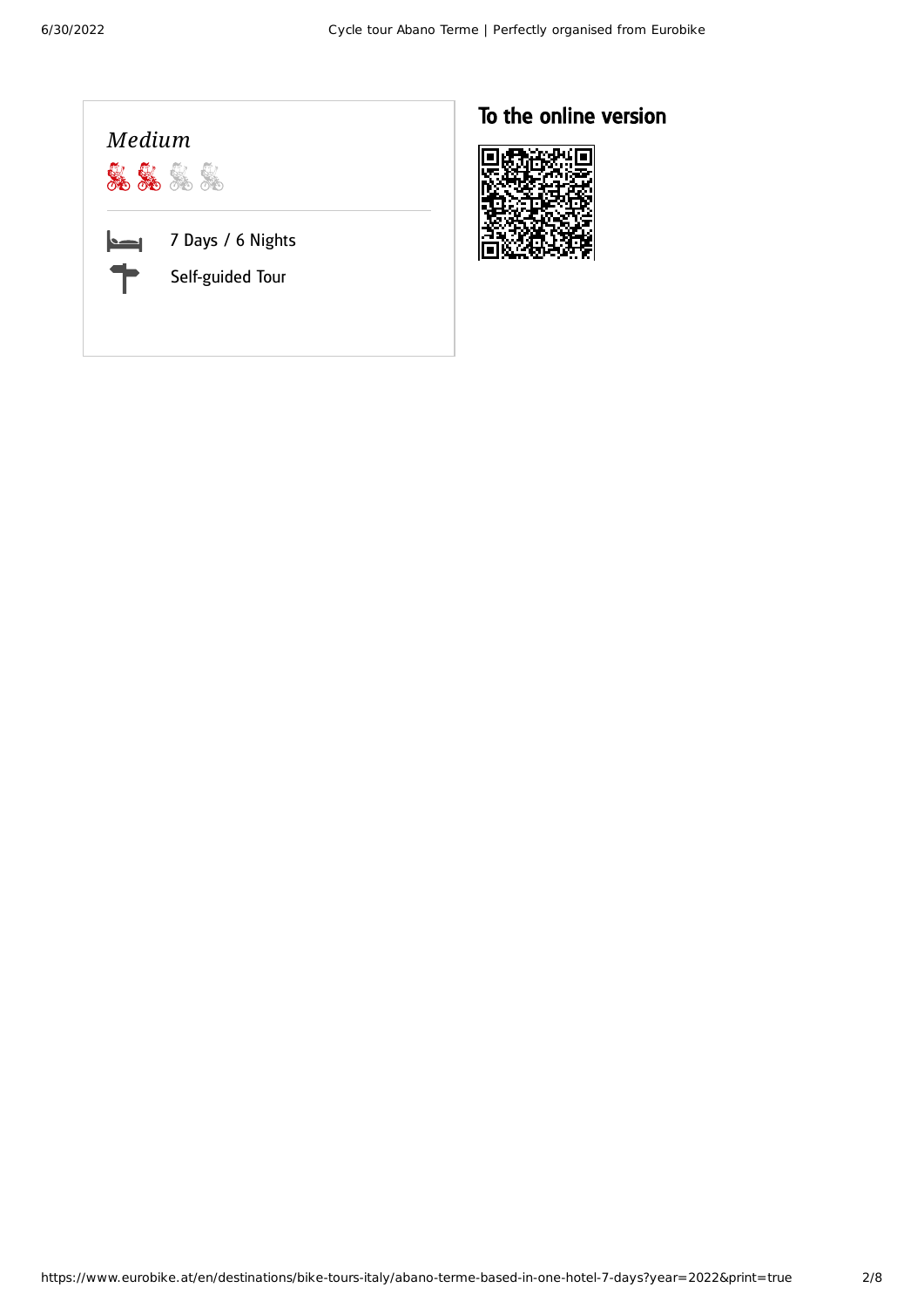*Medium*

7 Days / 6 Nights

Self-guided Tour

## To the online version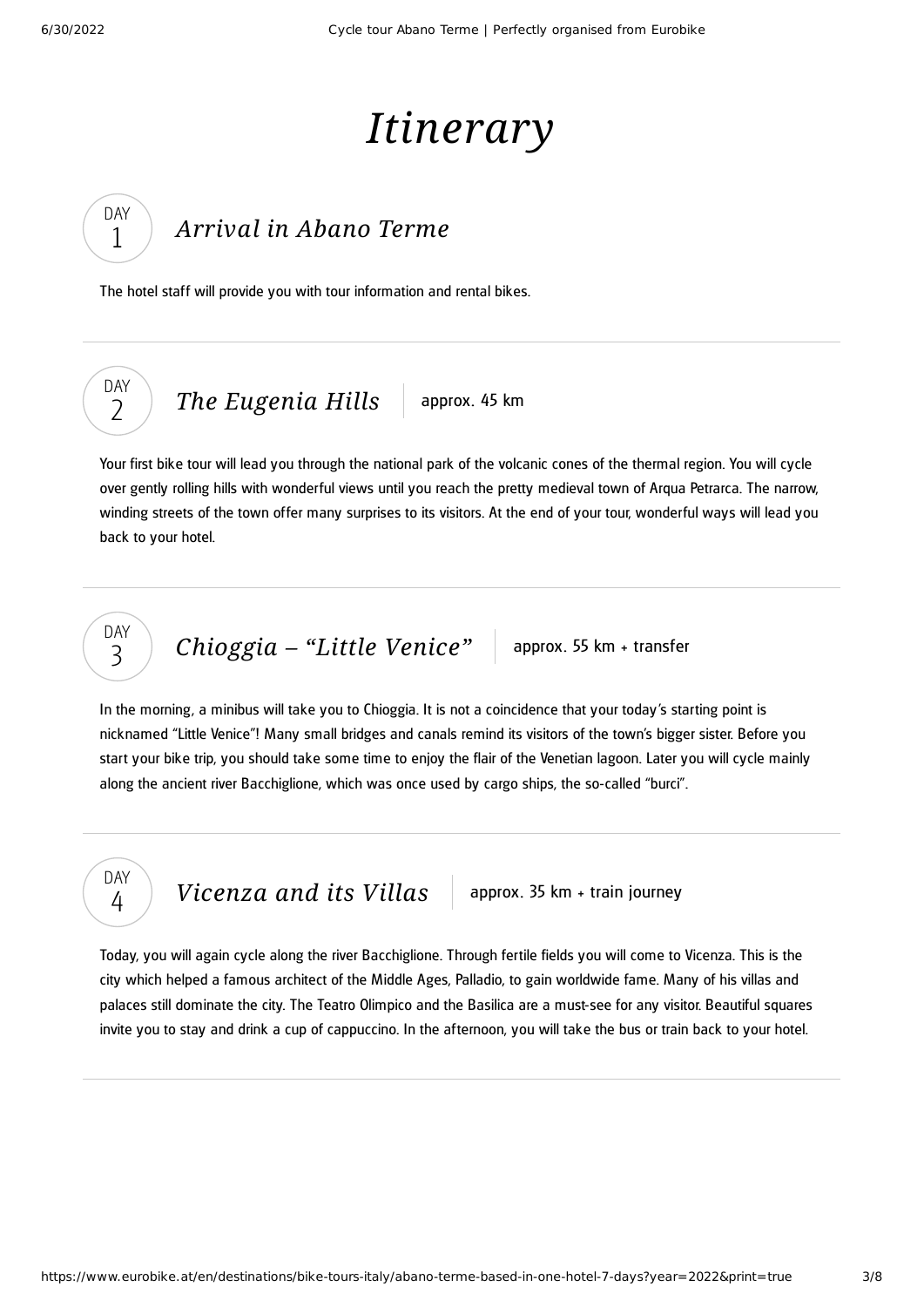# *Itinerary*

## DAY 1 — *Arrival in Abano Terme*

The hotel staff will provide you with tour information and rental bikes.

---

## DAY 2 — *The Eugenia Hills* | approx. 45 km

Your first bike tour will lead you through the national park of the volcanic cones of the thermal region. You will cycle over gently rolling hills with wonderful views until you reach the pretty medieval town of Arqua Petrarca. The narrow, winding streets of the town offer many surprises to its visitors. At the end of your tour, wonderful ways will lead you back to your hotel.

---

## DAY 3 — *Chioggia – "Little Venice"* | approx. 55 km + transfer

In the morning, a minibus will take you to Chioggia. It is not a coincidence that your today's starting point is nicknamed "Little Venice"! Many small bridges and canals remind its visitors of the town's bigger sister. Before you start your bike trip, you should take some time to enjoy the flair of the Venetian lagoon. Later you will cycle mainly along the ancient river Bacchiglione, which was once used by cargo ships, the so-called "burci".

---

## DAY 4 — *Vicenza and its Villas* | approx. 35 km + train journey

Today, you will again cycle along the river Bacchiglione. Through fertile fields you will come to Vicenza. This is the city which helped a famous architect of the Middle Ages, Palladio, to gain worldwide fame. Many of his villas and palaces still dominate the city. The Teatro Olimpico and the Basilica are a must-see for any visitor. Beautiful squares invite you to stay and drink a cup of cappuccino. In the afternoon, you will take the bus or train back to your hotel.

---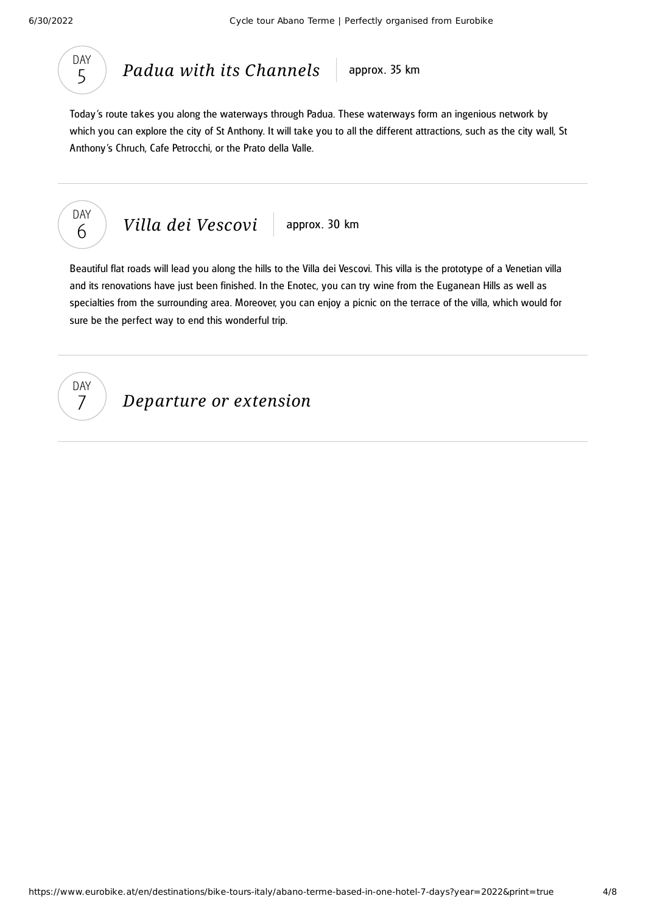## DAY 5 — *Padua with its Channels* | approx. 35 km

Today's route takes you along the waterways through Padua. These waterways form an ingenious network by which you can explore the city of St Anthony. It will take you to all the different attractions, such as the city wall, St Anthony's Chruch, Cafe Petrocchi, or the Prato della Valle.

---

## DAY 6 — *Villa dei Vescovi* | approx. 30 km

Beautiful flat roads will lead you along the hills to the Villa dei Vescovi. This villa is the prototype of a Venetian villa and its renovations have just been finished. In the Enotec, you can try wine from the Euganean Hills as well as specialties from the surrounding area. Moreover, you can enjoy a picnic on the terrace of the villa, which would for sure be the perfect way to end this wonderful trip.

---

## DAY 7 — *Departure or extension*

---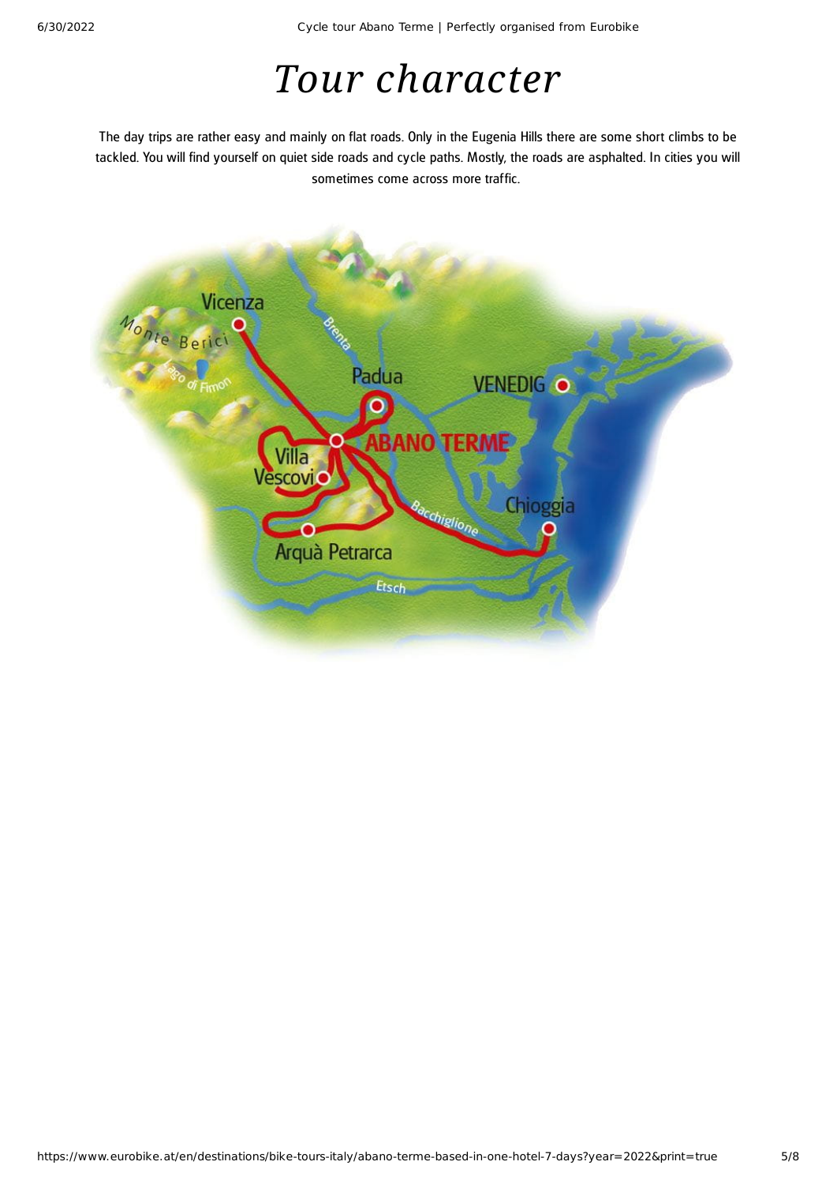# Tour character

The day trips are rather easy and mainly on flat roads. Only in the Eugenia Hills there are some short climbs to be tackled. You will find yourself on quiet side roads and cycle paths. Mostly, the roads are asphalted. In cities you will sometimes come across more traffic.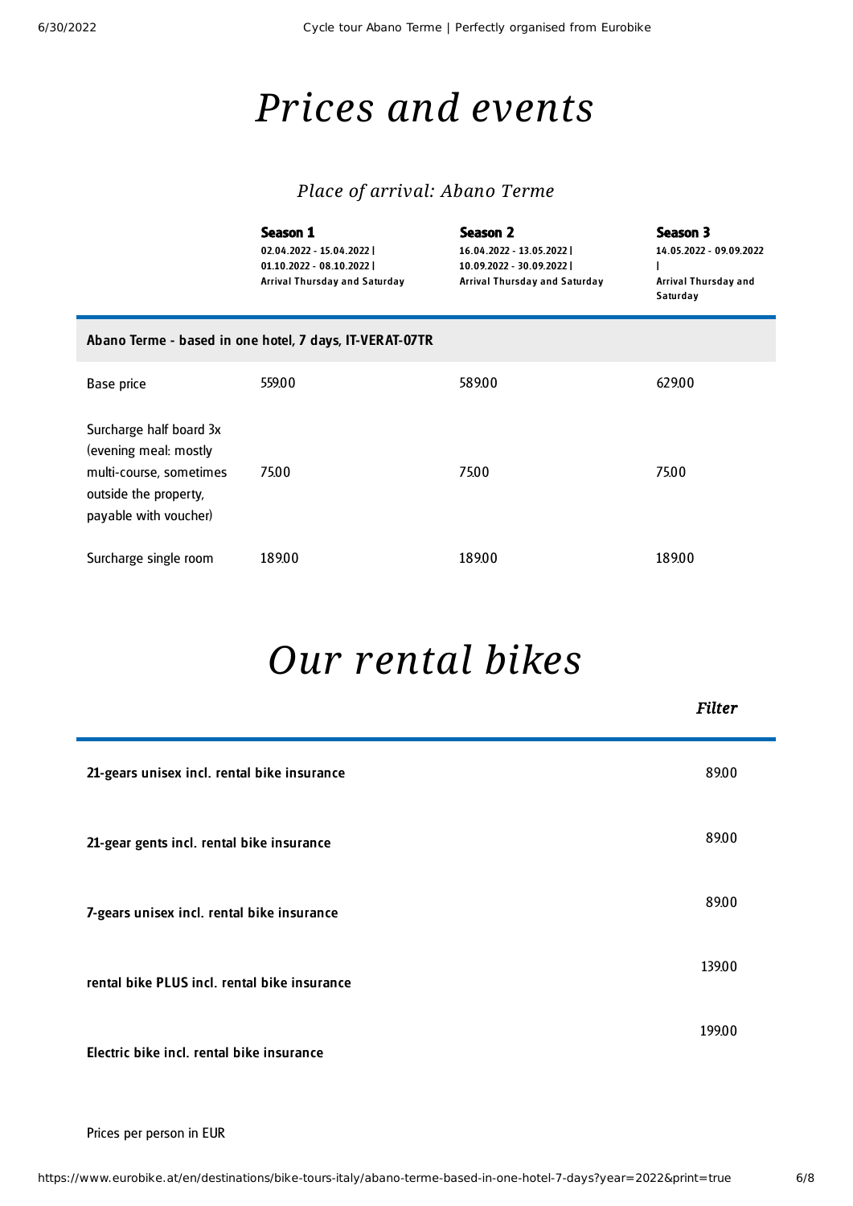# Prices and events

### Place of arrival: Abano Terme

| | **Season 1**<br>02.04.2022 - 15.04.2022 \| 01.10.2022 - 08.10.2022 \| Arrival Thursday and Saturday | **Season 2**<br>16.04.2022 - 13.05.2022 \| 10.09.2022 - 30.09.2022 \| Arrival Thursday and Saturday | **Season 3**<br>14.05.2022 - 09.09.2022 \| Arrival Thursday and Saturday |
|---|---|---|---|
| **Abano Terme - based in one hotel, 7 days, IT-VERAT-07TR** | | | |
| Base price | 559.00 | 589.00 | 629.00 |
| Surcharge half board 3x (evening meal: mostly multi-course, sometimes outside the property, payable with voucher) | 75.00 | 75.00 | 75.00 |
| Surcharge single room | 189.00 | 189.00 | 189.00 |

# Our rental bikes

*Filter*

| | |
|---|---|
| **21-gears unisex incl. rental bike insurance** | 89.00 |
| **21-gear gents incl. rental bike insurance** | 89.00 |
| **7-gears unisex incl. rental bike insurance** | 89.00 |
| **rental bike PLUS incl. rental bike insurance** | 139.00 |
| **Electric bike incl. rental bike insurance** | 199.00 |

Prices per person in EUR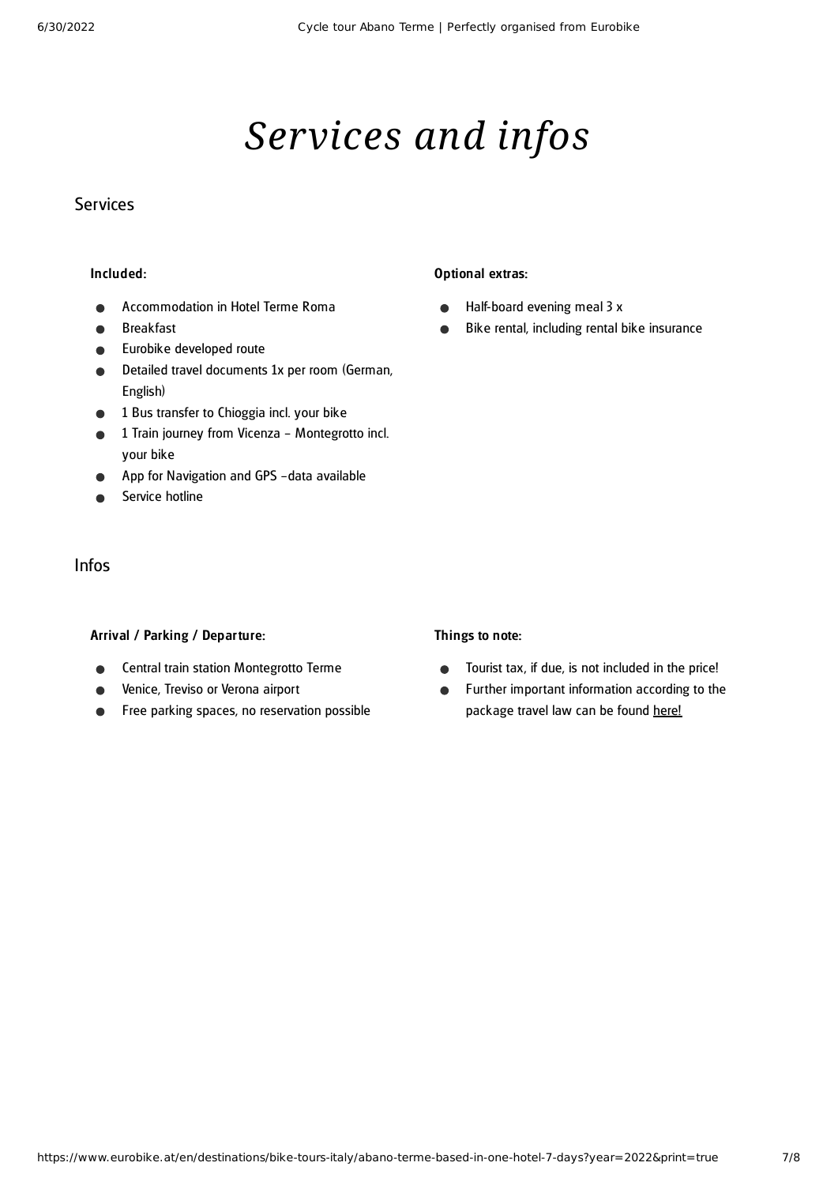# *Services and infos*

## Services

**Included:**

- Accommodation in Hotel Terme Roma
- Breakfast
- Eurobike developed route
- Detailed travel documents 1x per room (German, English)
- 1 Bus transfer to Chioggia incl. your bike
- 1 Train journey from Vicenza – Montegrotto incl. your bike
- App for Navigation and GPS –data available
- Service hotline

**Optional extras:**

- Half-board evening meal 3 x
- Bike rental, including rental bike insurance

## Infos

**Arrival / Parking / Departure:**

- Central train station Montegrotto Terme
- Venice, Treviso or Verona airport
- Free parking spaces, no reservation possible

**Things to note:**

- Tourist tax, if due, is not included in the price!
- Further important information according to the package travel law can be found here!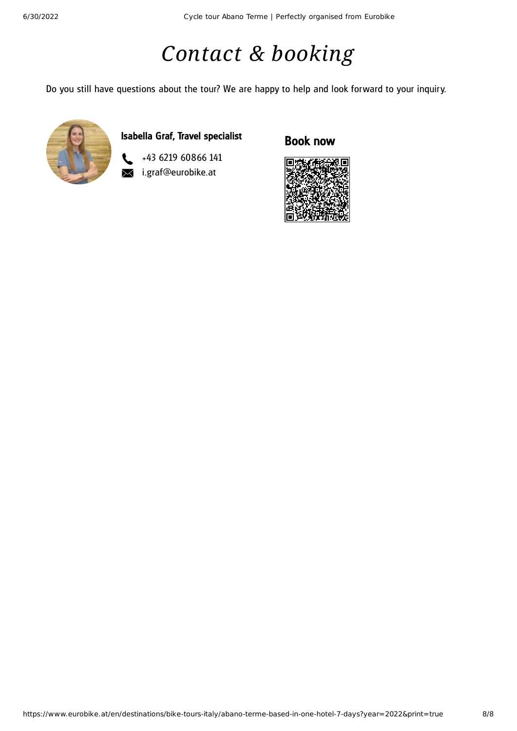# *Contact & booking*

Do you still have questions about the tour? We are happy to help and look forward to your inquiry.

**Isabella Graf, Travel specialist**

+43 6219 60866 141

i.graf@eurobike.at

## Book now